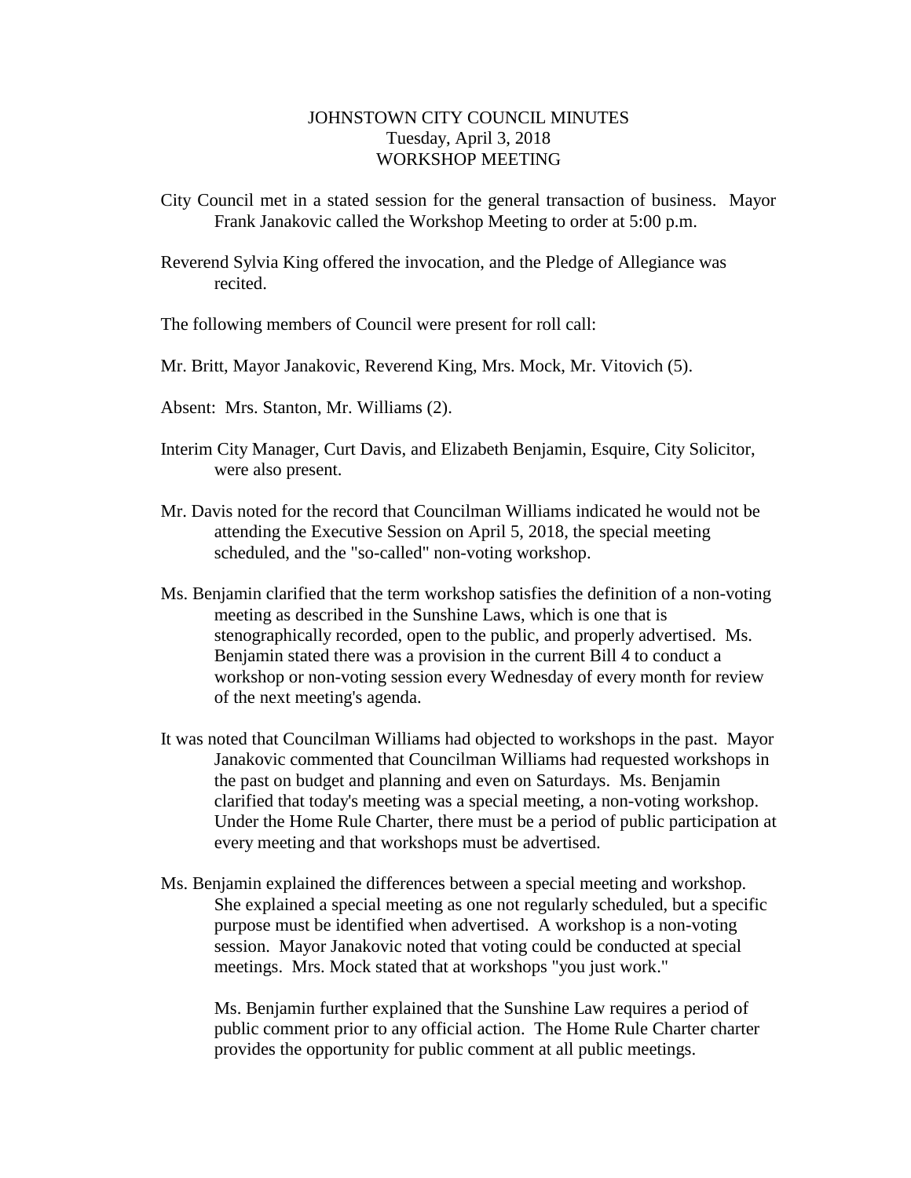JOHNSTOWN CITY COUNCIL MINUTES
Tuesday, April 3, 2018
WORKSHOP MEETING

City Council met in a stated session for the general transaction of business. Mayor Frank Janakovic called the Workshop Meeting to order at 5:00 p.m.

Reverend Sylvia King offered the invocation, and the Pledge of Allegiance was recited.

The following members of Council were present for roll call:

Mr. Britt, Mayor Janakovic, Reverend King, Mrs. Mock, Mr. Vitovich (5).

Absent: Mrs. Stanton, Mr. Williams (2).

Interim City Manager, Curt Davis, and Elizabeth Benjamin, Esquire, City Solicitor, were also present.

Mr. Davis noted for the record that Councilman Williams indicated he would not be attending the Executive Session on April 5, 2018, the special meeting scheduled, and the "so-called" non-voting workshop.

Ms. Benjamin clarified that the term workshop satisfies the definition of a non-voting meeting as described in the Sunshine Laws, which is one that is stenographically recorded, open to the public, and properly advertised. Ms. Benjamin stated there was a provision in the current Bill 4 to conduct a workshop or non-voting session every Wednesday of every month for review of the next meeting's agenda.

It was noted that Councilman Williams had objected to workshops in the past. Mayor Janakovic commented that Councilman Williams had requested workshops in the past on budget and planning and even on Saturdays. Ms. Benjamin clarified that today's meeting was a special meeting, a non-voting workshop. Under the Home Rule Charter, there must be a period of public participation at every meeting and that workshops must be advertised.

Ms. Benjamin explained the differences between a special meeting and workshop. She explained a special meeting as one not regularly scheduled, but a specific purpose must be identified when advertised. A workshop is a non-voting session. Mayor Janakovic noted that voting could be conducted at special meetings. Mrs. Mock stated that at workshops "you just work."

Ms. Benjamin further explained that the Sunshine Law requires a period of public comment prior to any official action. The Home Rule Charter charter provides the opportunity for public comment at all public meetings.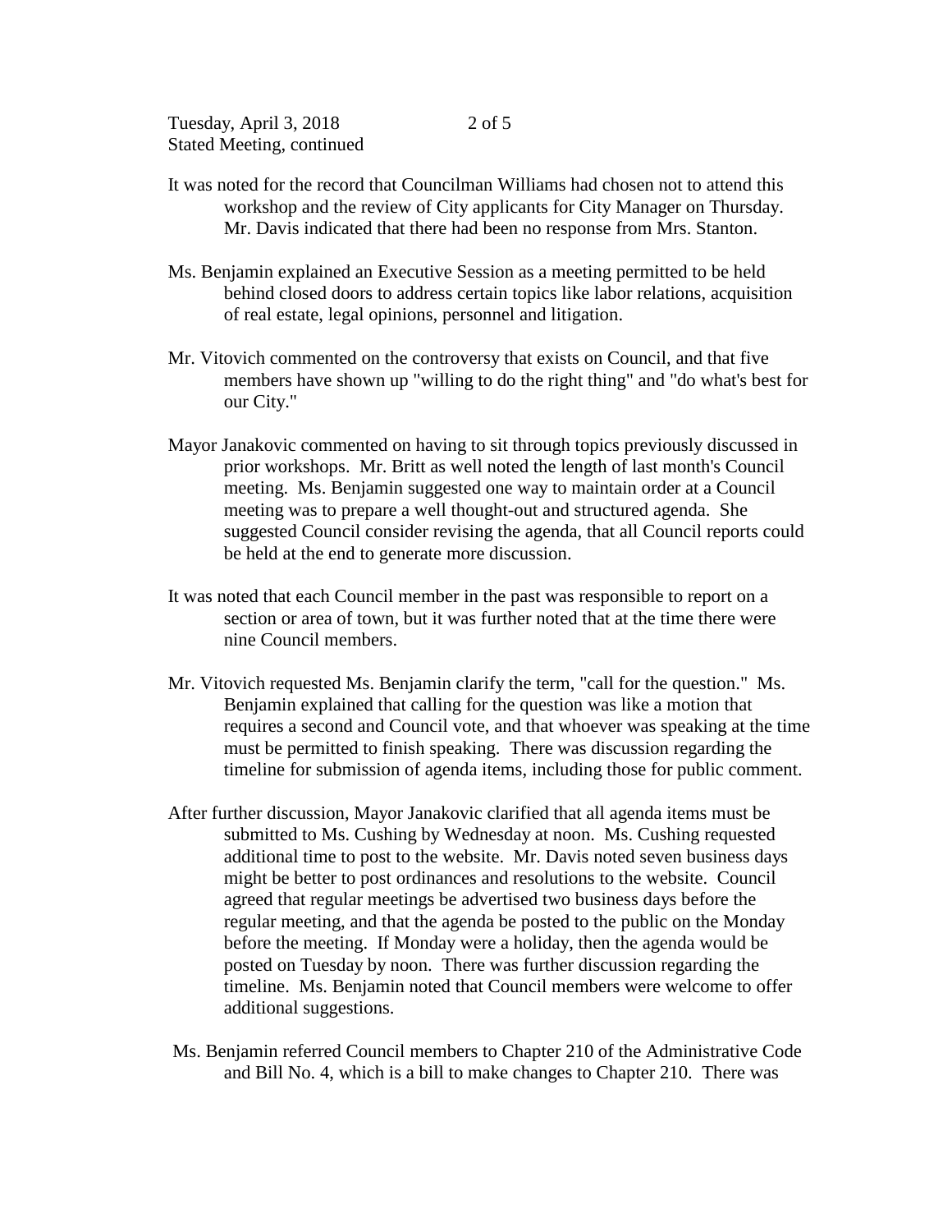It was noted for the record that Councilman Williams had chosen not to attend this workshop and the review of City applicants for City Manager on Thursday. Mr. Davis indicated that there had been no response from Mrs. Stanton.

Ms. Benjamin explained an Executive Session as a meeting permitted to be held behind closed doors to address certain topics like labor relations, acquisition of real estate, legal opinions, personnel and litigation.

Mr. Vitovich commented on the controversy that exists on Council, and that five members have shown up "willing to do the right thing" and "do what's best for our City."

Mayor Janakovic commented on having to sit through topics previously discussed in prior workshops. Mr. Britt as well noted the length of last month's Council meeting. Ms. Benjamin suggested one way to maintain order at a Council meeting was to prepare a well thought-out and structured agenda. She suggested Council consider revising the agenda, that all Council reports could be held at the end to generate more discussion.

It was noted that each Council member in the past was responsible to report on a section or area of town, but it was further noted that at the time there were nine Council members.

Mr. Vitovich requested Ms. Benjamin clarify the term, "call for the question." Ms. Benjamin explained that calling for the question was like a motion that requires a second and Council vote, and that whoever was speaking at the time must be permitted to finish speaking. There was discussion regarding the timeline for submission of agenda items, including those for public comment.

After further discussion, Mayor Janakovic clarified that all agenda items must be submitted to Ms. Cushing by Wednesday at noon. Ms. Cushing requested additional time to post to the website. Mr. Davis noted seven business days might be better to post ordinances and resolutions to the website. Council agreed that regular meetings be advertised two business days before the regular meeting, and that the agenda be posted to the public on the Monday before the meeting. If Monday were a holiday, then the agenda would be posted on Tuesday by noon. There was further discussion regarding the timeline. Ms. Benjamin noted that Council members were welcome to offer additional suggestions.

Ms. Benjamin referred Council members to Chapter 210 of the Administrative Code and Bill No. 4, which is a bill to make changes to Chapter 210. There was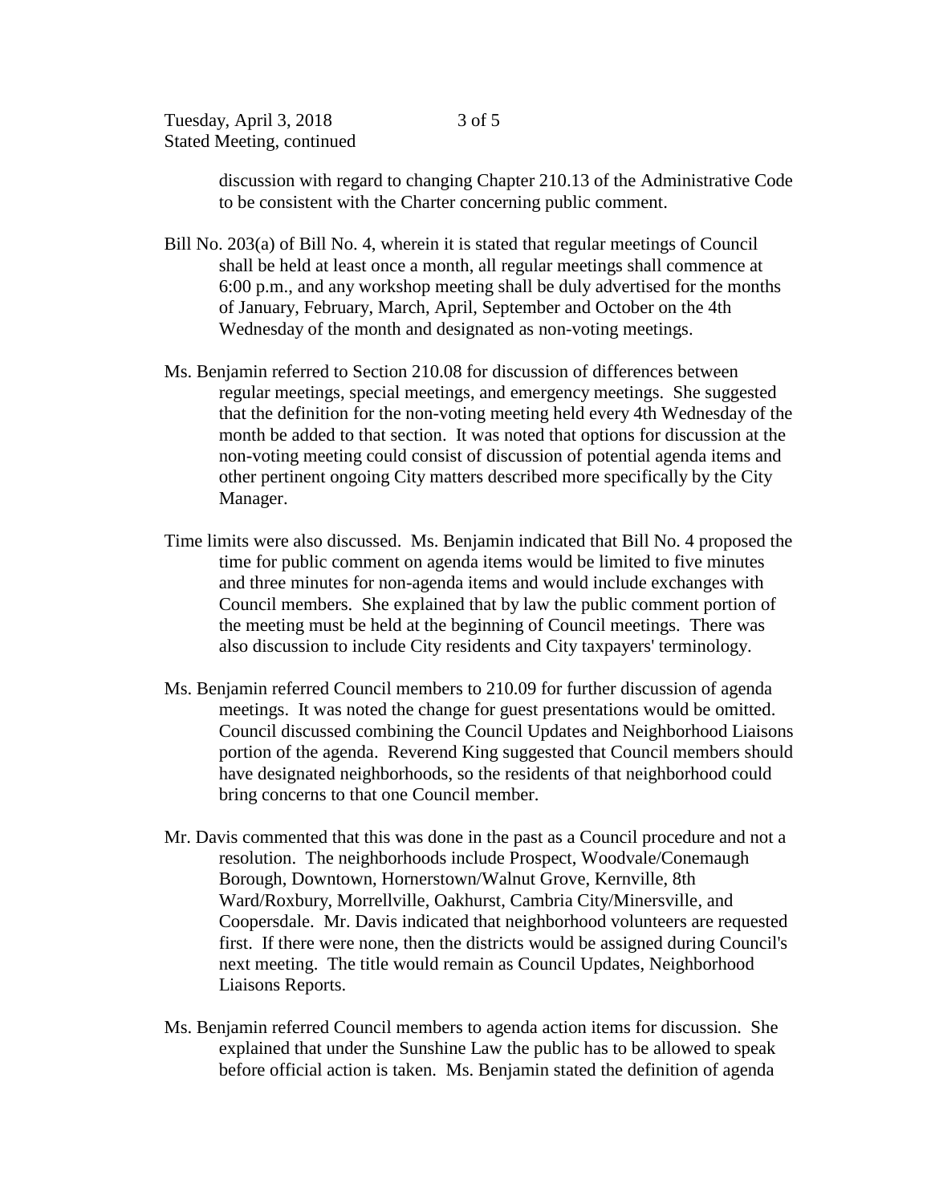discussion with regard to changing Chapter 210.13 of the Administrative Code to be consistent with the Charter concerning public comment.

Bill No. 203(a) of Bill No. 4, wherein it is stated that regular meetings of Council shall be held at least once a month, all regular meetings shall commence at 6:00 p.m., and any workshop meeting shall be duly advertised for the months of January, February, March, April, September and October on the 4th Wednesday of the month and designated as non-voting meetings.

Ms. Benjamin referred to Section 210.08 for discussion of differences between regular meetings, special meetings, and emergency meetings. She suggested that the definition for the non-voting meeting held every 4th Wednesday of the month be added to that section. It was noted that options for discussion at the non-voting meeting could consist of discussion of potential agenda items and other pertinent ongoing City matters described more specifically by the City Manager.

Time limits were also discussed. Ms. Benjamin indicated that Bill No. 4 proposed the time for public comment on agenda items would be limited to five minutes and three minutes for non-agenda items and would include exchanges with Council members. She explained that by law the public comment portion of the meeting must be held at the beginning of Council meetings. There was also discussion to include City residents and City taxpayers' terminology.

Ms. Benjamin referred Council members to 210.09 for further discussion of agenda meetings. It was noted the change for guest presentations would be omitted. Council discussed combining the Council Updates and Neighborhood Liaisons portion of the agenda. Reverend King suggested that Council members should have designated neighborhoods, so the residents of that neighborhood could bring concerns to that one Council member.

Mr. Davis commented that this was done in the past as a Council procedure and not a resolution. The neighborhoods include Prospect, Woodvale/Conemaugh Borough, Downtown, Hornerstown/Walnut Grove, Kernville, 8th Ward/Roxbury, Morrellville, Oakhurst, Cambria City/Minersville, and Coopersdale. Mr. Davis indicated that neighborhood volunteers are requested first. If there were none, then the districts would be assigned during Council's next meeting. The title would remain as Council Updates, Neighborhood Liaisons Reports.

Ms. Benjamin referred Council members to agenda action items for discussion. She explained that under the Sunshine Law the public has to be allowed to speak before official action is taken. Ms. Benjamin stated the definition of agenda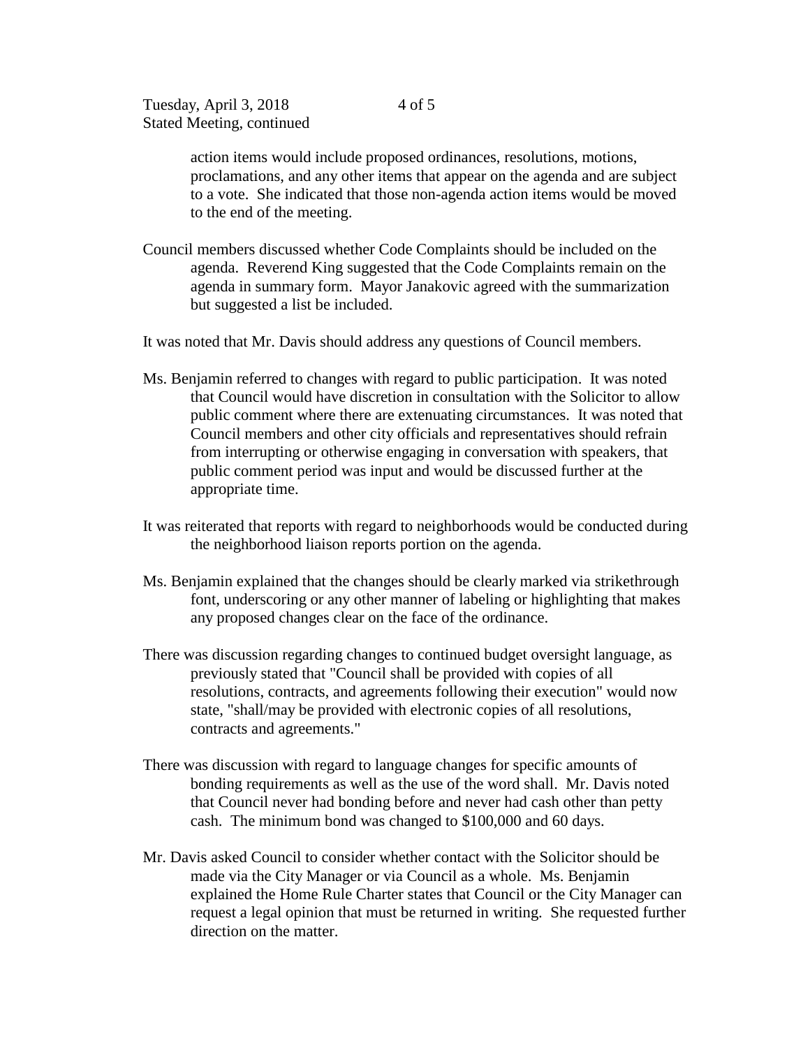action items would include proposed ordinances, resolutions, motions, proclamations, and any other items that appear on the agenda and are subject to a vote. She indicated that those non-agenda action items would be moved to the end of the meeting.

Council members discussed whether Code Complaints should be included on the agenda. Reverend King suggested that the Code Complaints remain on the agenda in summary form. Mayor Janakovic agreed with the summarization but suggested a list be included.

It was noted that Mr. Davis should address any questions of Council members.

Ms. Benjamin referred to changes with regard to public participation. It was noted that Council would have discretion in consultation with the Solicitor to allow public comment where there are extenuating circumstances. It was noted that Council members and other city officials and representatives should refrain from interrupting or otherwise engaging in conversation with speakers, that public comment period was input and would be discussed further at the appropriate time.

It was reiterated that reports with regard to neighborhoods would be conducted during the neighborhood liaison reports portion on the agenda.

Ms. Benjamin explained that the changes should be clearly marked via strikethrough font, underscoring or any other manner of labeling or highlighting that makes any proposed changes clear on the face of the ordinance.

There was discussion regarding changes to continued budget oversight language, as previously stated that "Council shall be provided with copies of all resolutions, contracts, and agreements following their execution" would now state, "shall/may be provided with electronic copies of all resolutions, contracts and agreements."

There was discussion with regard to language changes for specific amounts of bonding requirements as well as the use of the word shall. Mr. Davis noted that Council never had bonding before and never had cash other than petty cash. The minimum bond was changed to $100,000 and 60 days.

Mr. Davis asked Council to consider whether contact with the Solicitor should be made via the City Manager or via Council as a whole. Ms. Benjamin explained the Home Rule Charter states that Council or the City Manager can request a legal opinion that must be returned in writing. She requested further direction on the matter.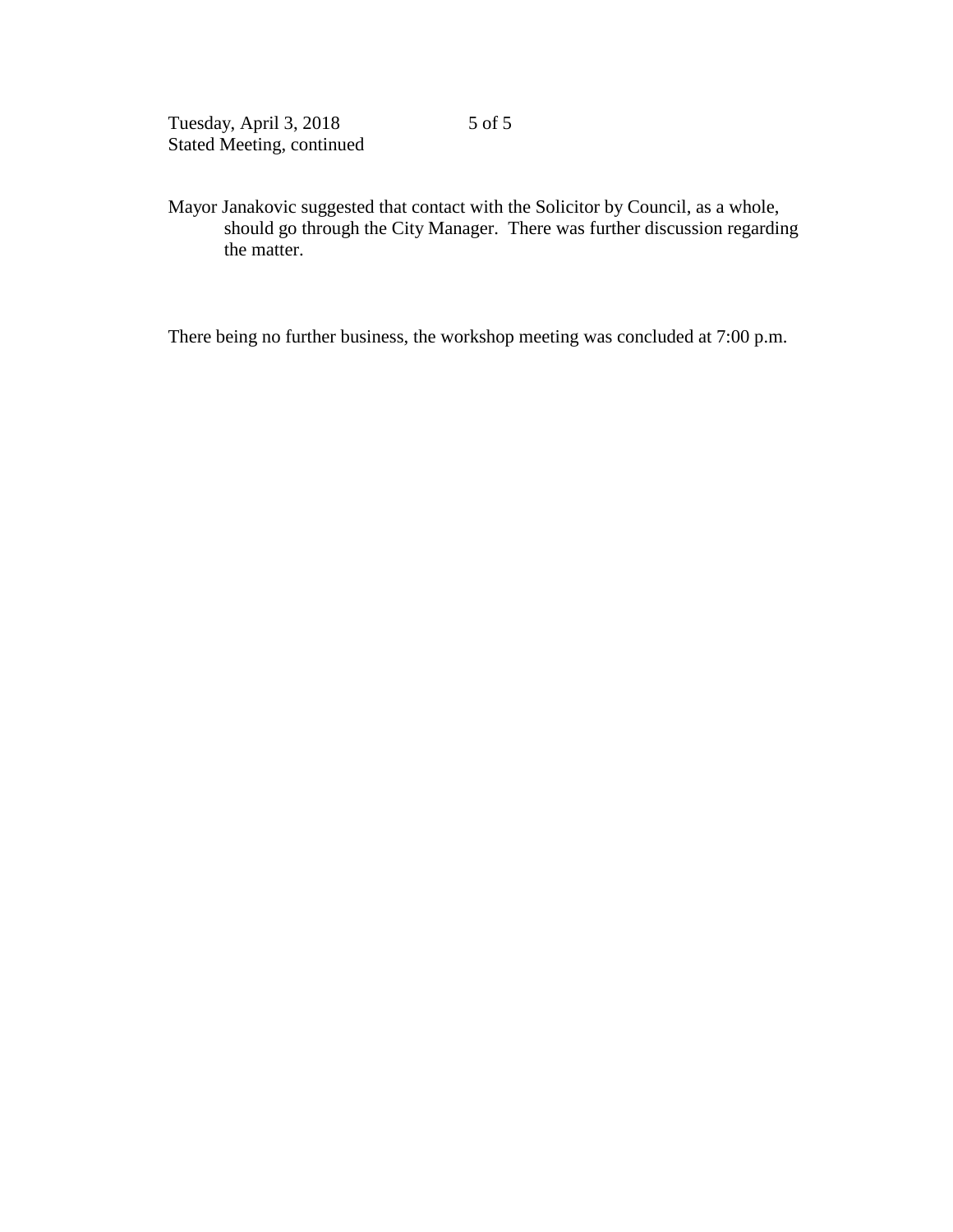Mayor Janakovic suggested that contact with the Solicitor by Council, as a whole, should go through the City Manager. There was further discussion regarding the matter.

There being no further business, the workshop meeting was concluded at 7:00 p.m.